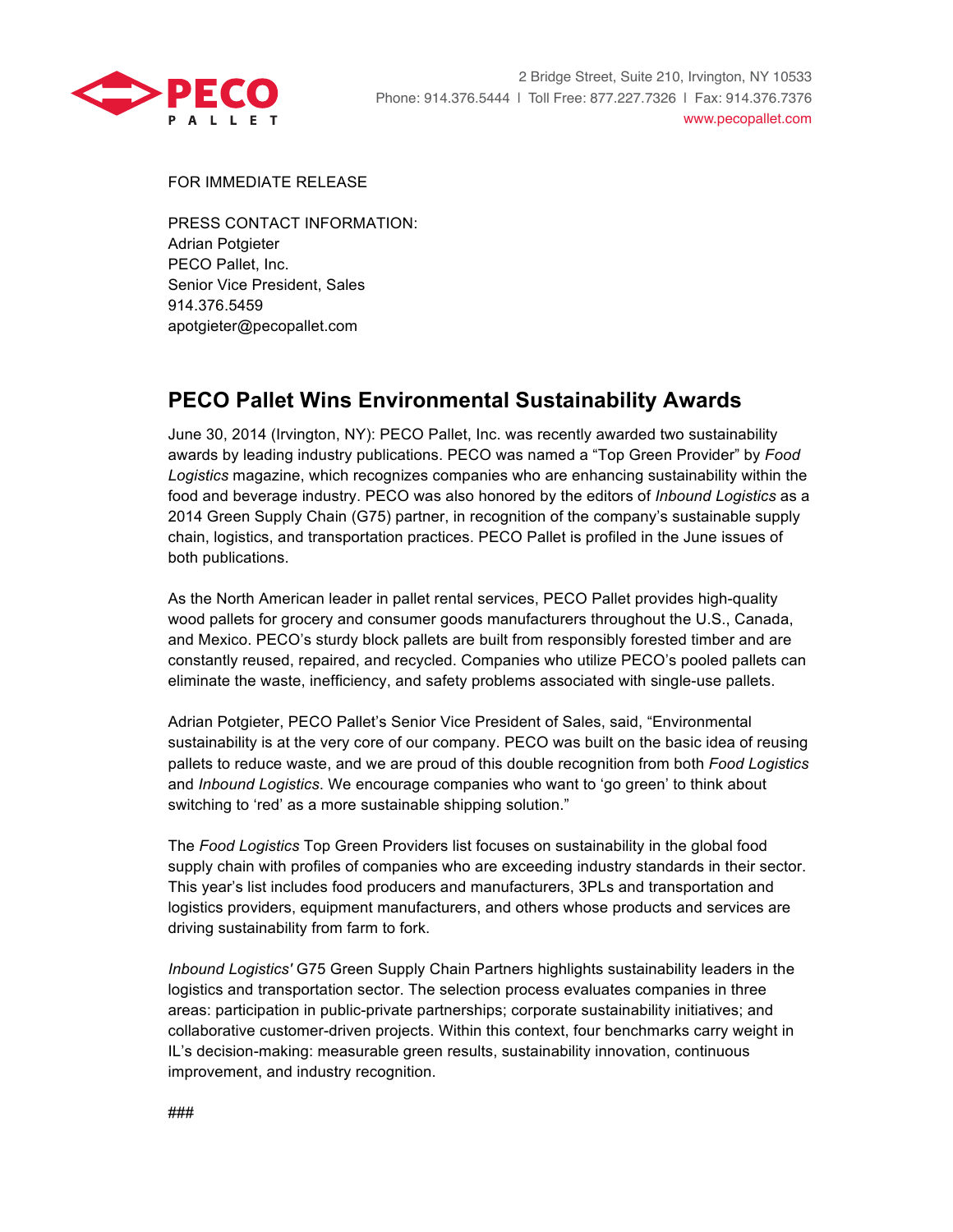PECO PALLET

2 Bridge Street, Suite 210, Irvington, NY 10533
Phone: 914.376.5444 | Toll Free: 877.227.7326 | Fax: 914.376.7376
www.pecopallet.com

FOR IMMEDIATE RELEASE

PRESS CONTACT INFORMATION:
Adrian Potgieter
PECO Pallet, Inc.
Senior Vice President, Sales
914.376.5459
apotgieter@pecopallet.com

## PECO Pallet Wins Environmental Sustainability Awards

June 30, 2014 (Irvington, NY): PECO Pallet, Inc. was recently awarded two sustainability awards by leading industry publications. PECO was named a "Top Green Provider" by *Food Logistics* magazine, which recognizes companies who are enhancing sustainability within the food and beverage industry. PECO was also honored by the editors of *Inbound Logistics* as a 2014 Green Supply Chain (G75) partner, in recognition of the company's sustainable supply chain, logistics, and transportation practices. PECO Pallet is profiled in the June issues of both publications.

As the North American leader in pallet rental services, PECO Pallet provides high-quality wood pallets for grocery and consumer goods manufacturers throughout the U.S., Canada, and Mexico. PECO's sturdy block pallets are built from responsibly forested timber and are constantly reused, repaired, and recycled. Companies who utilize PECO's pooled pallets can eliminate the waste, inefficiency, and safety problems associated with single-use pallets.

Adrian Potgieter, PECO Pallet's Senior Vice President of Sales, said, "Environmental sustainability is at the very core of our company. PECO was built on the basic idea of reusing pallets to reduce waste, and we are proud of this double recognition from both *Food Logistics* and *Inbound Logistics*. We encourage companies who want to 'go green' to think about switching to 'red' as a more sustainable shipping solution."

The *Food Logistics* Top Green Providers list focuses on sustainability in the global food supply chain with profiles of companies who are exceeding industry standards in their sector. This year's list includes food producers and manufacturers, 3PLs and transportation and logistics providers, equipment manufacturers, and others whose products and services are driving sustainability from farm to fork.

*Inbound Logistics'* G75 Green Supply Chain Partners highlights sustainability leaders in the logistics and transportation sector. The selection process evaluates companies in three areas: participation in public-private partnerships; corporate sustainability initiatives; and collaborative customer-driven projects. Within this context, four benchmarks carry weight in IL's decision-making: measurable green results, sustainability innovation, continuous improvement, and industry recognition.

###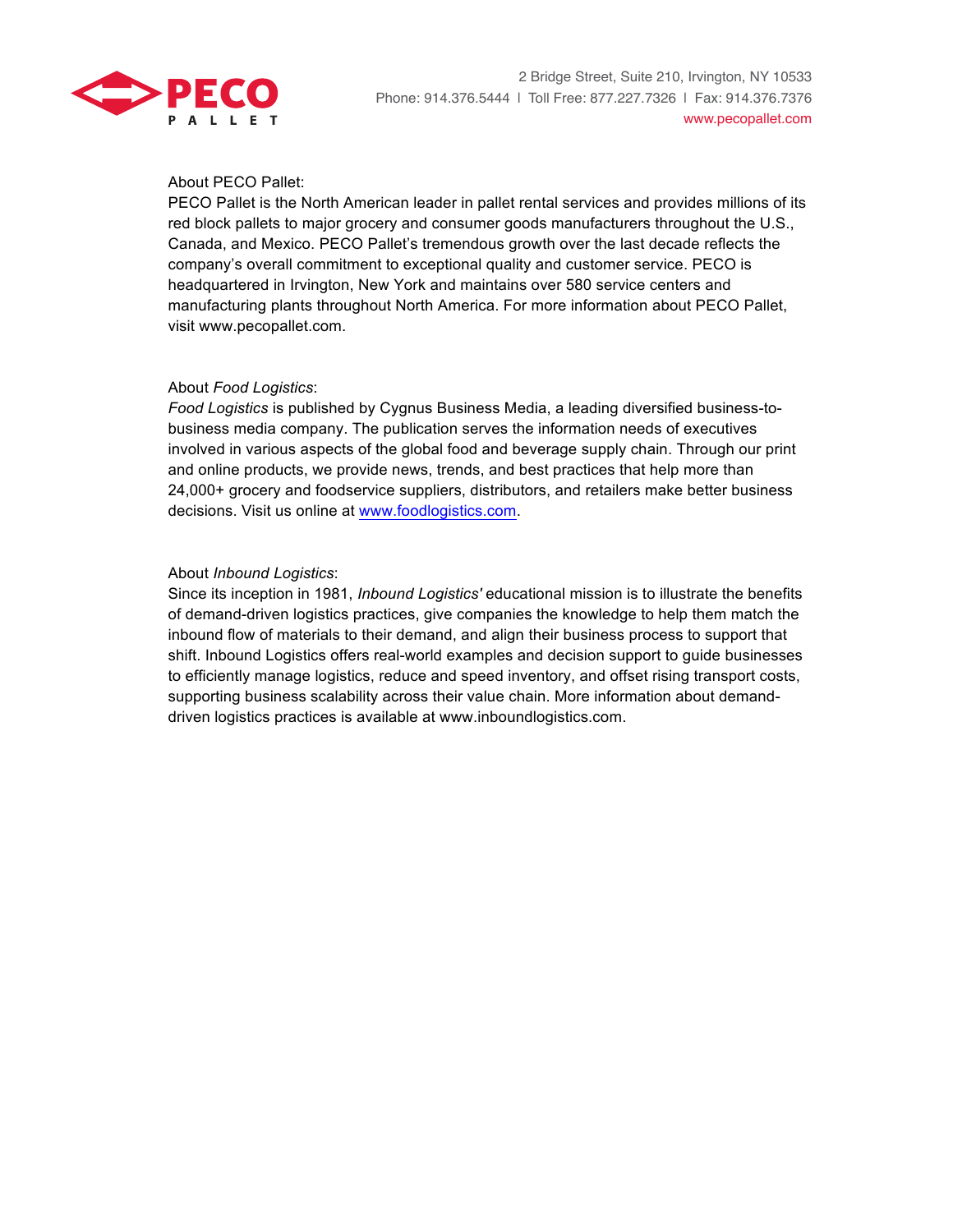2 Bridge Street, Suite 210, Irvington, NY 10533
Phone: 914.376.5444 | Toll Free: 877.227.7326 | Fax: 914.376.7376
www.pecopallet.com

About PECO Pallet:
PECO Pallet is the North American leader in pallet rental services and provides millions of its red block pallets to major grocery and consumer goods manufacturers throughout the U.S., Canada, and Mexico. PECO Pallet's tremendous growth over the last decade reflects the company's overall commitment to exceptional quality and customer service. PECO is headquartered in Irvington, New York and maintains over 580 service centers and manufacturing plants throughout North America. For more information about PECO Pallet, visit www.pecopallet.com.

About *Food Logistics*:
*Food Logistics* is published by Cygnus Business Media, a leading diversified business-to-business media company. The publication serves the information needs of executives involved in various aspects of the global food and beverage supply chain. Through our print and online products, we provide news, trends, and best practices that help more than 24,000+ grocery and foodservice suppliers, distributors, and retailers make better business decisions. Visit us online at www.foodlogistics.com.

About *Inbound Logistics*:
Since its inception in 1981, *Inbound Logistics'* educational mission is to illustrate the benefits of demand-driven logistics practices, give companies the knowledge to help them match the inbound flow of materials to their demand, and align their business process to support that shift. Inbound Logistics offers real-world examples and decision support to guide businesses to efficiently manage logistics, reduce and speed inventory, and offset rising transport costs, supporting business scalability across their value chain. More information about demand-driven logistics practices is available at www.inboundlogistics.com.